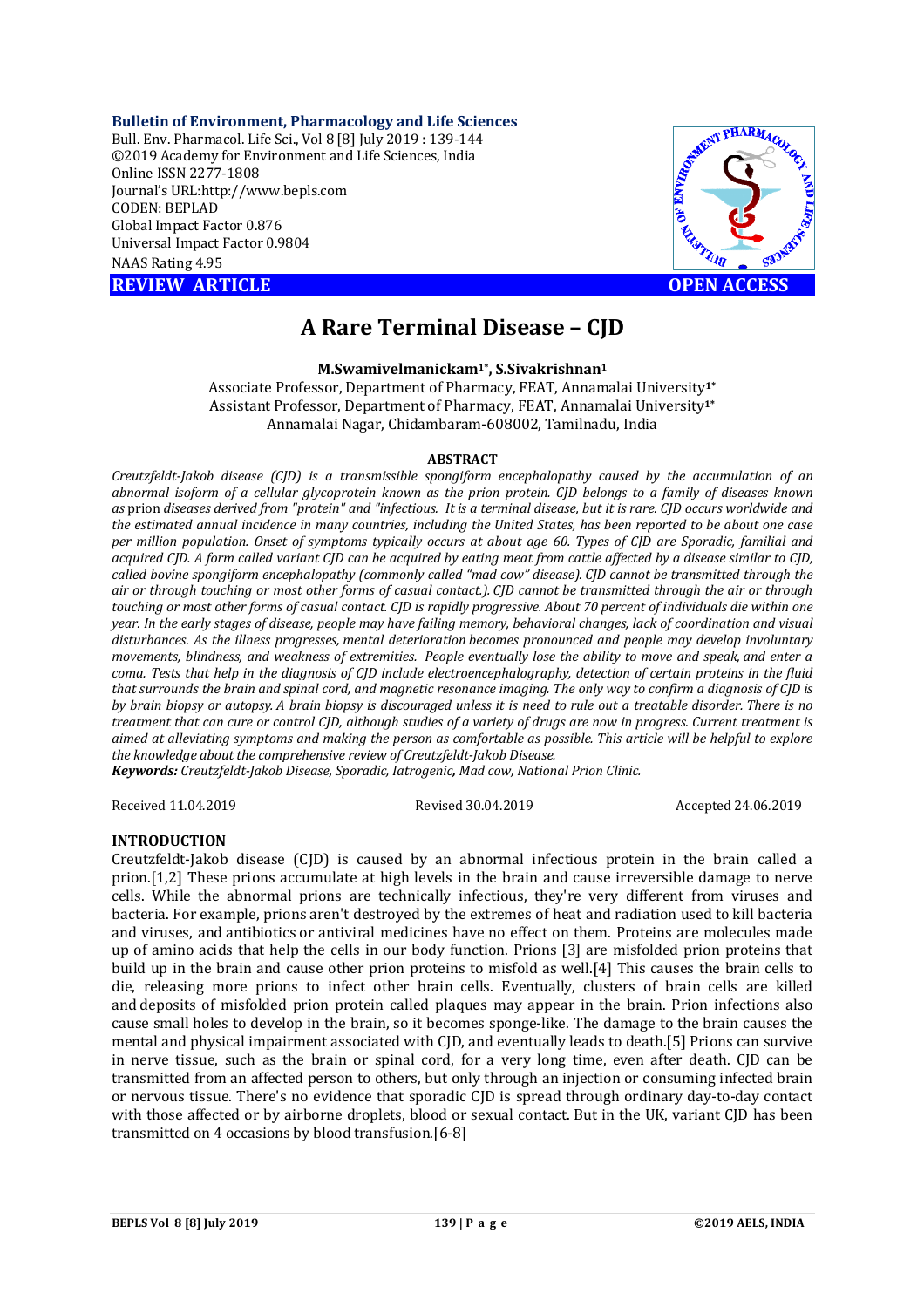**Bulletin of Environment, Pharmacology and Life Sciences**
Bull. Env. Pharmacol. Life Sci., Vol 8 [8] July 2019 : 139-144
©2019 Academy for Environment and Life Sciences, India
Online ISSN 2277-1808
Journal's URL:http://www.bepls.com
CODEN: BEPLAD
Global Impact Factor 0.876
Universal Impact Factor 0.9804
NAAS Rating 4.95

**REVIEW ARTICLE** **OPEN ACCESS**

# A Rare Terminal Disease – CJD

**M.Swamivelmanickam[1*], S.Sivakrishnan[1]**

Associate Professor, Department of Pharmacy, FEAT, Annamalai University[1*]
Assistant Professor, Department of Pharmacy, FEAT, Annamalai University[1*]
Annamalai Nagar, Chidambaram-608002, Tamilnadu, India

## ABSTRACT

*Creutzfeldt-Jakob disease (CJD) is a transmissible spongiform encephalopathy caused by the accumulation of an abnormal isoform of a cellular glycoprotein known as the prion protein. CJD belongs to a family of diseases known as* prion *diseases derived from "protein" and "infectious. It is a terminal disease, but it is rare. CJD occurs worldwide and the estimated annual incidence in many countries, including the United States, has been reported to be about one case per million population. Onset of symptoms typically occurs at about age 60. Types of CJD are Sporadic, familial and acquired CJD. A form called variant CJD can be acquired by eating meat from cattle affected by a disease similar to CJD, called bovine spongiform encephalopathy (commonly called "mad cow" disease). CJD cannot be transmitted through the air or through touching or most other forms of casual contact.). CJD cannot be transmitted through the air or through touching or most other forms of casual contact. CJD is rapidly progressive. About 70 percent of individuals die within one year. In the early stages of disease, people may have failing memory, behavioral changes, lack of coordination and visual disturbances. As the illness progresses, mental deterioration becomes pronounced and people may develop involuntary movements, blindness, and weakness of extremities. People eventually lose the ability to move and speak, and enter a coma. Tests that help in the diagnosis of CJD include electroencephalography, detection of certain proteins in the fluid that surrounds the brain and spinal cord, and magnetic resonance imaging. The only way to confirm a diagnosis of CJD is by brain biopsy or autopsy. A brain biopsy is discouraged unless it is need to rule out a treatable disorder. There is no treatment that can cure or control CJD, although studies of a variety of drugs are now in progress. Current treatment is aimed at alleviating symptoms and making the person as comfortable as possible. This article will be helpful to explore the knowledge about the comprehensive review of Creutzfeldt-Jakob Disease.*

***Keywords:*** *Creutzfeldt-Jakob Disease, Sporadic, Iatrogenic**,** Mad cow, National Prion Clinic.*

Received 11.04.2019 Revised 30.04.2019 Accepted 24.06.2019

## INTRODUCTION

Creutzfeldt-Jakob disease (CJD) is caused by an abnormal infectious protein in the brain called a prion.[1,2] These prions accumulate at high levels in the brain and cause irreversible damage to nerve cells. While the abnormal prions are technically infectious, they're very different from viruses and bacteria. For example, prions aren't destroyed by the extremes of heat and radiation used to kill bacteria and viruses, and antibiotics or antiviral medicines have no effect on them. Proteins are molecules made up of amino acids that help the cells in our body function. Prions [3] are misfolded prion proteins that build up in the brain and cause other prion proteins to misfold as well.[4] This causes the brain cells to die, releasing more prions to infect other brain cells. Eventually, clusters of brain cells are killed and deposits of misfolded prion protein called plaques may appear in the brain. Prion infections also cause small holes to develop in the brain, so it becomes sponge-like. The damage to the brain causes the mental and physical impairment associated with CJD, and eventually leads to death.[5] Prions can survive in nerve tissue, such as the brain or spinal cord, for a very long time, even after death. CJD can be transmitted from an affected person to others, but only through an injection or consuming infected brain or nervous tissue. There's no evidence that sporadic CJD is spread through ordinary day-to-day contact with those affected or by airborne droplets, blood or sexual contact. But in the UK, variant CJD has been transmitted on 4 occasions by blood transfusion.[6-8]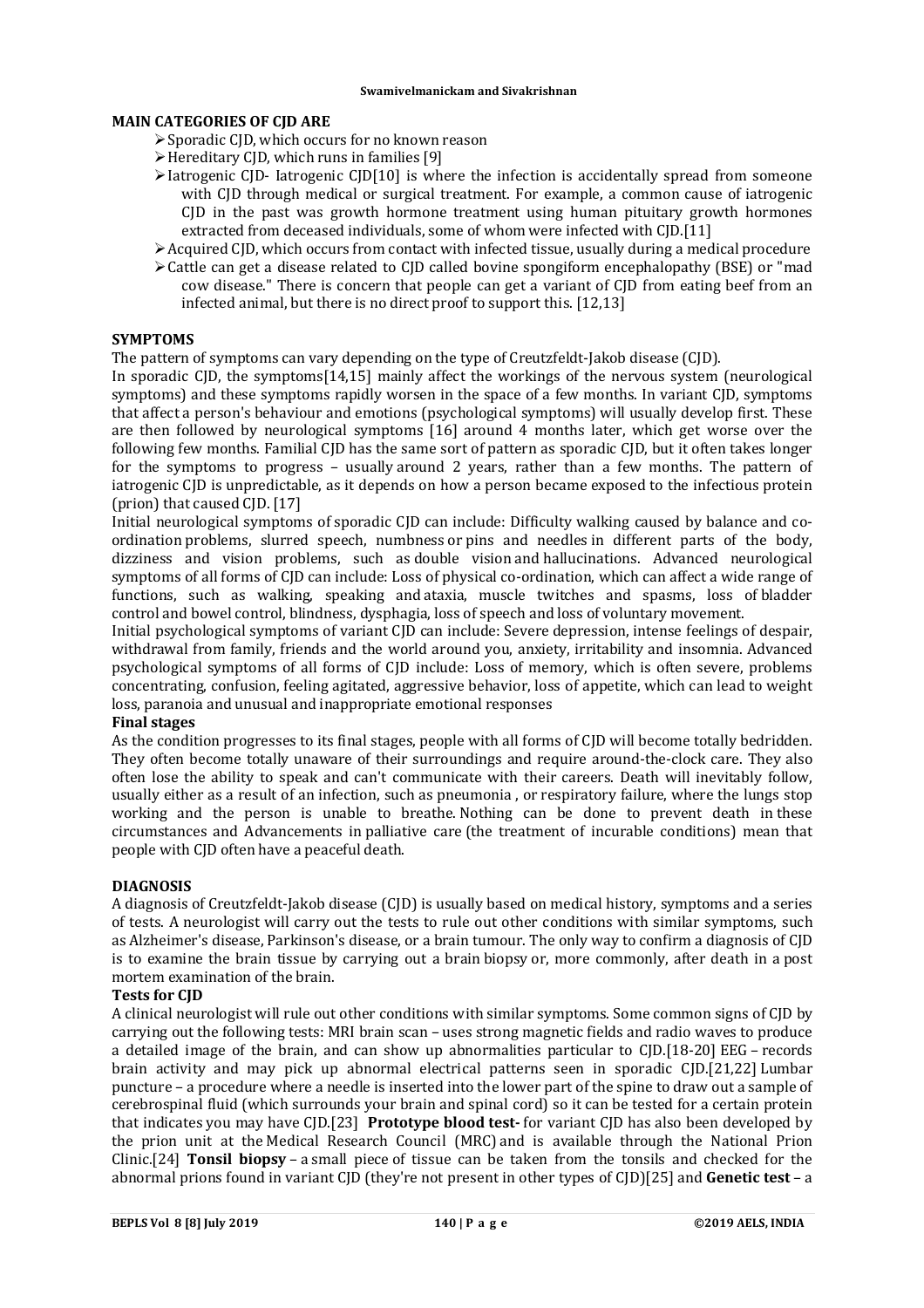**MAIN CATEGORIES OF CJD ARE**

- Sporadic CJD, which occurs for no known reason
- Hereditary CJD, which runs in families [9]
- Iatrogenic CJD- Iatrogenic CJD[10] is where the infection is accidentally spread from someone with CJD through medical or surgical treatment. For example, a common cause of iatrogenic CJD in the past was growth hormone treatment using human pituitary growth hormones extracted from deceased individuals, some of whom were infected with CJD.[11]
- Acquired CJD, which occurs from contact with infected tissue, usually during a medical procedure
- Cattle can get a disease related to CJD called bovine spongiform encephalopathy (BSE) or "mad cow disease." There is concern that people can get a variant of CJD from eating beef from an infected animal, but there is no direct proof to support this. [12,13]

**SYMPTOMS**

The pattern of symptoms can vary depending on the type of Creutzfeldt-Jakob disease (CJD).

In sporadic CJD, the symptoms[14,15] mainly affect the workings of the nervous system (neurological symptoms) and these symptoms rapidly worsen in the space of a few months. In variant CJD, symptoms that affect a person's behaviour and emotions (psychological symptoms) will usually develop first. These are then followed by neurological symptoms [16] around 4 months later, which get worse over the following few months. Familial CJD has the same sort of pattern as sporadic CJD, but it often takes longer for the symptoms to progress – usually around 2 years, rather than a few months. The pattern of iatrogenic CJD is unpredictable, as it depends on how a person became exposed to the infectious protein (prion) that caused CJD. [17]

Initial neurological symptoms of sporadic CJD can include: Difficulty walking caused by balance and co-ordination problems, slurred speech, numbness or pins and needles in different parts of the body, dizziness and vision problems, such as double vision and hallucinations. Advanced neurological symptoms of all forms of CJD can include: Loss of physical co-ordination, which can affect a wide range of functions, such as walking, speaking and ataxia, muscle twitches and spasms, loss of bladder control and bowel control, blindness, dysphagia, loss of speech and loss of voluntary movement.

Initial psychological symptoms of variant CJD can include: Severe depression, intense feelings of despair, withdrawal from family, friends and the world around you, anxiety, irritability and insomnia. Advanced psychological symptoms of all forms of CJD include: Loss of memory, which is often severe, problems concentrating, confusion, feeling agitated, aggressive behavior, loss of appetite, which can lead to weight loss, paranoia and unusual and inappropriate emotional responses

**Final stages**

As the condition progresses to its final stages, people with all forms of CJD will become totally bedridden. They often become totally unaware of their surroundings and require around-the-clock care. They also often lose the ability to speak and can't communicate with their careers. Death will inevitably follow, usually either as a result of an infection, such as pneumonia , or respiratory failure, where the lungs stop working and the person is unable to breathe. Nothing can be done to prevent death in these circumstances and Advancements in palliative care (the treatment of incurable conditions) mean that people with CJD often have a peaceful death.

**DIAGNOSIS**

A diagnosis of Creutzfeldt-Jakob disease (CJD) is usually based on medical history, symptoms and a series of tests. A neurologist will carry out the tests to rule out other conditions with similar symptoms, such as Alzheimer's disease, Parkinson's disease, or a brain tumour. The only way to confirm a diagnosis of CJD is to examine the brain tissue by carrying out a brain biopsy or, more commonly, after death in a post mortem examination of the brain.

**Tests for CJD**

A clinical neurologist will rule out other conditions with similar symptoms. Some common signs of CJD by carrying out the following tests: MRI brain scan – uses strong magnetic fields and radio waves to produce a detailed image of the brain, and can show up abnormalities particular to CJD.[18-20] EEG – records brain activity and may pick up abnormal electrical patterns seen in sporadic CJD.[21,22] Lumbar puncture – a procedure where a needle is inserted into the lower part of the spine to draw out a sample of cerebrospinal fluid (which surrounds your brain and spinal cord) so it can be tested for a certain protein that indicates you may have CJD.[23] **Prototype blood test-** for variant CJD has also been developed by the prion unit at the Medical Research Council (MRC) and is available through the National Prion Clinic.[24] **Tonsil biopsy** – a small piece of tissue can be taken from the tonsils and checked for the abnormal prions found in variant CJD (they're not present in other types of CJD)[25] and **Genetic test** – a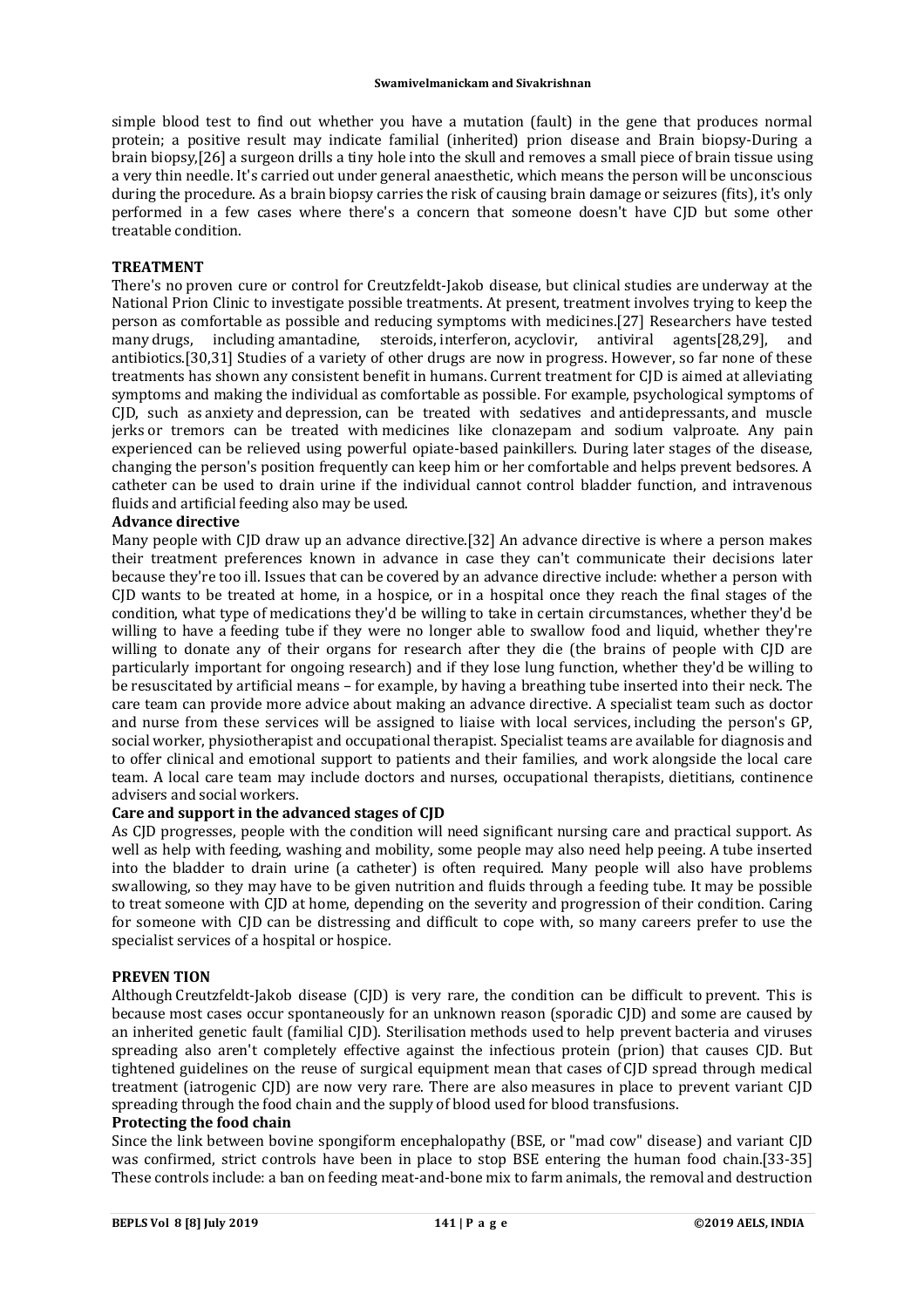simple blood test to find out whether you have a mutation (fault) in the gene that produces normal protein; a positive result may indicate familial (inherited) prion disease and Brain biopsy-During a brain biopsy,[26] a surgeon drills a tiny hole into the skull and removes a small piece of brain tissue using a very thin needle. It's carried out under general anaesthetic, which means the person will be unconscious during the procedure. As a brain biopsy carries the risk of causing brain damage or seizures (fits), it's only performed in a few cases where there's a concern that someone doesn't have CJD but some other treatable condition.

## TREATMENT

There's no proven cure or control for Creutzfeldt-Jakob disease, but clinical studies are underway at the National Prion Clinic to investigate possible treatments. At present, treatment involves trying to keep the person as comfortable as possible and reducing symptoms with medicines.[27] Researchers have tested many drugs, including amantadine, steroids, interferon, acyclovir, antiviral agents[28,29], and antibiotics.[30,31] Studies of a variety of other drugs are now in progress. However, so far none of these treatments has shown any consistent benefit in humans. Current treatment for CJD is aimed at alleviating symptoms and making the individual as comfortable as possible. For example, psychological symptoms of CJD, such as anxiety and depression, can be treated with sedatives and antidepressants, and muscle jerks or tremors can be treated with medicines like clonazepam and sodium valproate. Any pain experienced can be relieved using powerful opiate-based painkillers. During later stages of the disease, changing the person's position frequently can keep him or her comfortable and helps prevent bedsores. A catheter can be used to drain urine if the individual cannot control bladder function, and intravenous fluids and artificial feeding also may be used.

### Advance directive

Many people with CJD draw up an advance directive.[32] An advance directive is where a person makes their treatment preferences known in advance in case they can't communicate their decisions later because they're too ill. Issues that can be covered by an advance directive include: whether a person with CJD wants to be treated at home, in a hospice, or in a hospital once they reach the final stages of the condition, what type of medications they'd be willing to take in certain circumstances, whether they'd be willing to have a feeding tube if they were no longer able to swallow food and liquid, whether they're willing to donate any of their organs for research after they die (the brains of people with CJD are particularly important for ongoing research) and if they lose lung function, whether they'd be willing to be resuscitated by artificial means – for example, by having a breathing tube inserted into their neck. The care team can provide more advice about making an advance directive. A specialist team such as doctor and nurse from these services will be assigned to liaise with local services, including the person's GP, social worker, physiotherapist and occupational therapist. Specialist teams are available for diagnosis and to offer clinical and emotional support to patients and their families, and work alongside the local care team. A local care team may include doctors and nurses, occupational therapists, dietitians, continence advisers and social workers.

### Care and support in the advanced stages of CJD

As CJD progresses, people with the condition will need significant nursing care and practical support. As well as help with feeding, washing and mobility, some people may also need help peeing. A tube inserted into the bladder to drain urine (a catheter) is often required. Many people will also have problems swallowing, so they may have to be given nutrition and fluids through a feeding tube. It may be possible to treat someone with CJD at home, depending on the severity and progression of their condition. Caring for someone with CJD can be distressing and difficult to cope with, so many careers prefer to use the specialist services of a hospital or hospice.

## PREVEN TION

Although Creutzfeldt-Jakob disease (CJD) is very rare, the condition can be difficult to prevent. This is because most cases occur spontaneously for an unknown reason (sporadic CJD) and some are caused by an inherited genetic fault (familial CJD). Sterilisation methods used to help prevent bacteria and viruses spreading also aren't completely effective against the infectious protein (prion) that causes CJD. But tightened guidelines on the reuse of surgical equipment mean that cases of CJD spread through medical treatment (iatrogenic CJD) are now very rare. There are also measures in place to prevent variant CJD spreading through the food chain and the supply of blood used for blood transfusions.

### Protecting the food chain

Since the link between bovine spongiform encephalopathy (BSE, or "mad cow" disease) and variant CJD was confirmed, strict controls have been in place to stop BSE entering the human food chain.[33-35] These controls include: a ban on feeding meat-and-bone mix to farm animals, the removal and destruction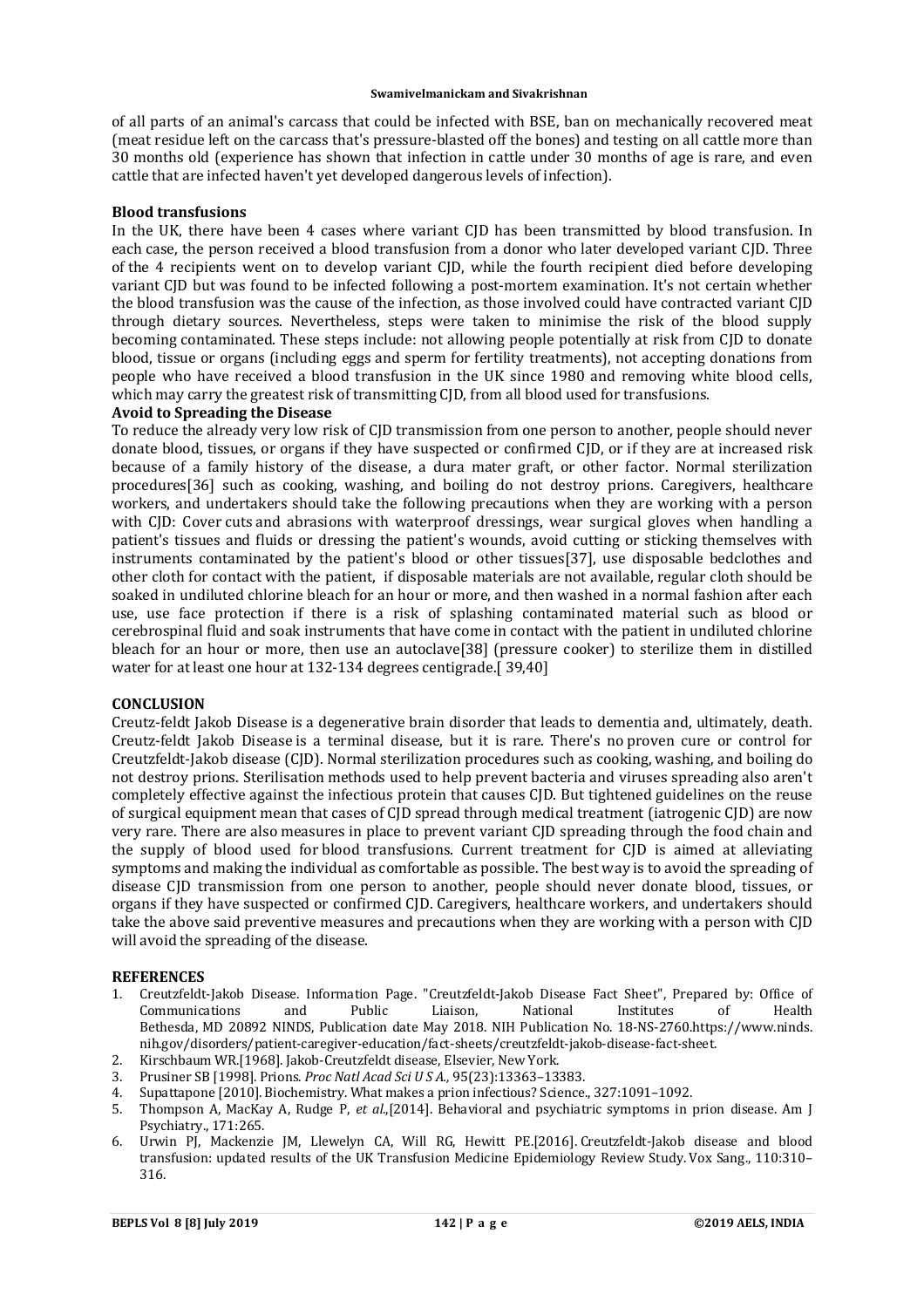of all parts of an animal's carcass that could be infected with BSE, ban on mechanically recovered meat (meat residue left on the carcass that's pressure-blasted off the bones) and testing on all cattle more than 30 months old (experience has shown that infection in cattle under 30 months of age is rare, and even cattle that are infected haven't yet developed dangerous levels of infection).

**Blood transfusions**

In the UK, there have been 4 cases where variant CJD has been transmitted by blood transfusion. In each case, the person received a blood transfusion from a donor who later developed variant CJD. Three of the 4 recipients went on to develop variant CJD, while the fourth recipient died before developing variant CJD but was found to be infected following a post-mortem examination. It's not certain whether the blood transfusion was the cause of the infection, as those involved could have contracted variant CJD through dietary sources. Nevertheless, steps were taken to minimise the risk of the blood supply becoming contaminated. These steps include: not allowing people potentially at risk from CJD to donate blood, tissue or organs (including eggs and sperm for fertility treatments), not accepting donations from people who have received a blood transfusion in the UK since 1980 and removing white blood cells, which may carry the greatest risk of transmitting CJD, from all blood used for transfusions.

**Avoid to Spreading the Disease**

To reduce the already very low risk of CJD transmission from one person to another, people should never donate blood, tissues, or organs if they have suspected or confirmed CJD, or if they are at increased risk because of a family history of the disease, a dura mater graft, or other factor. Normal sterilization procedures[36] such as cooking, washing, and boiling do not destroy prions. Caregivers, healthcare workers, and undertakers should take the following precautions when they are working with a person with CJD: Cover cuts and abrasions with waterproof dressings, wear surgical gloves when handling a patient's tissues and fluids or dressing the patient's wounds, avoid cutting or sticking themselves with instruments contaminated by the patient's blood or other tissues[37], use disposable bedclothes and other cloth for contact with the patient, if disposable materials are not available, regular cloth should be soaked in undiluted chlorine bleach for an hour or more, and then washed in a normal fashion after each use, use face protection if there is a risk of splashing contaminated material such as blood or cerebrospinal fluid and soak instruments that have come in contact with the patient in undiluted chlorine bleach for an hour or more, then use an autoclave[38] (pressure cooker) to sterilize them in distilled water for at least one hour at 132-134 degrees centigrade.[ 39,40]

## CONCLUSION

Creutz-feldt Jakob Disease is a degenerative brain disorder that leads to dementia and, ultimately, death. Creutz-feldt Jakob Disease is a terminal disease, but it is rare. There's no proven cure or control for Creutzfeldt-Jakob disease (CJD). Normal sterilization procedures such as cooking, washing, and boiling do not destroy prions. Sterilisation methods used to help prevent bacteria and viruses spreading also aren't completely effective against the infectious protein that causes CJD. But tightened guidelines on the reuse of surgical equipment mean that cases of CJD spread through medical treatment (iatrogenic CJD) are now very rare. There are also measures in place to prevent variant CJD spreading through the food chain and the supply of blood used for blood transfusions. Current treatment for CJD is aimed at alleviating symptoms and making the individual as comfortable as possible. The best way is to avoid the spreading of disease CJD transmission from one person to another, people should never donate blood, tissues, or organs if they have suspected or confirmed CJD. Caregivers, healthcare workers, and undertakers should take the above said preventive measures and precautions when they are working with a person with CJD will avoid the spreading of the disease.

## REFERENCES

1. Creutzfeldt-Jakob Disease. Information Page. "Creutzfeldt-Jakob Disease Fact Sheet", Prepared by: Office of Communications and Public Liaison, National Institutes of Health Bethesda, MD 20892 NINDS, Publication date May 2018. NIH Publication No. 18-NS-2760.https://www.ninds.nih.gov/disorders/patient-caregiver-education/fact-sheets/creutzfeldt-jakob-disease-fact-sheet.
2. Kirschbaum WR.[1968]. Jakob-Creutzfeldt disease, Elsevier, New York.
3. Prusiner SB [1998]. Prions. *Proc Natl Acad Sci U S A.,* 95(23):13363–13383.
4. Supattapone [2010]. Biochemistry. What makes a prion infectious? Science., 327:1091–1092.
5. Thompson A, MacKay A, Rudge P, *et al*.,[2014]. Behavioral and psychiatric symptoms in prion disease. Am J Psychiatry., 171:265.
6. Urwin PJ, Mackenzie JM, Llewelyn CA, Will RG, Hewitt PE.[2016]. Creutzfeldt-Jakob disease and blood transfusion: updated results of the UK Transfusion Medicine Epidemiology Review Study. Vox Sang., 110:310–316.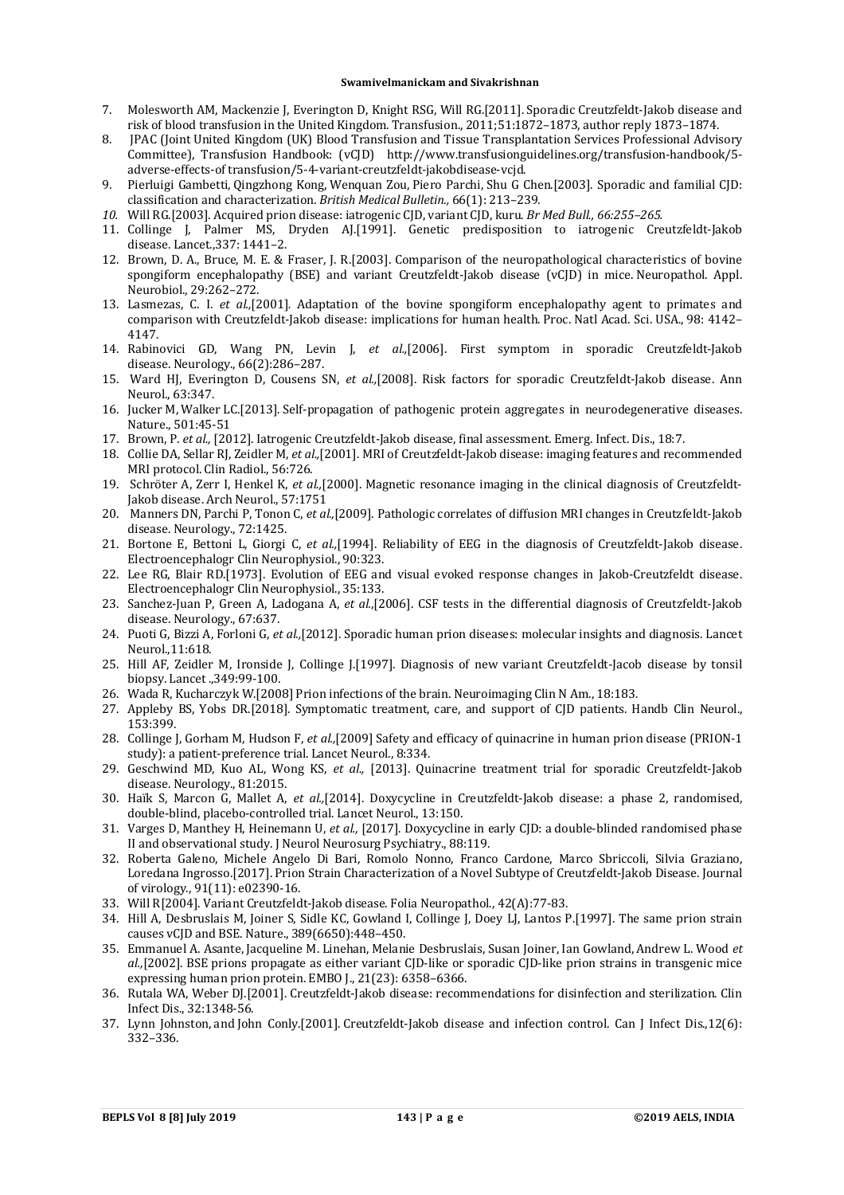7. Molesworth AM, Mackenzie J, Everington D, Knight RSG, Will RG.[2011]. Sporadic Creutzfeldt-Jakob disease and risk of blood transfusion in the United Kingdom. Transfusion., 2011;51:1872–1873, author reply 1873–1874.
8. JPAC (Joint United Kingdom (UK) Blood Transfusion and Tissue Transplantation Services Professional Advisory Committee), Transfusion Handbook: (vCJD) http://www.transfusionguidelines.org/transfusion-handbook/5-adverse-effects-of transfusion/5-4-variant-creutzfeldt-jakobdisease-vcjd.
9. Pierluigi Gambetti, Qingzhong Kong, Wenquan Zou, Piero Parchi, Shu G Chen.[2003]. Sporadic and familial CJD: classification and characterization. *British Medical Bulletin.,* 66(1): 213–239.
10. Will RG.[2003]. Acquired prion disease: iatrogenic CJD, variant CJD, kuru. *Br Med Bull., 66:255–265.*
11. Collinge J, Palmer MS, Dryden AJ.[1991]. Genetic predisposition to iatrogenic Creutzfeldt-Jakob disease. Lancet.,337: 1441–2.
12. Brown, D. A., Bruce, M. E. & Fraser, J. R.[2003]. Comparison of the neuropathological characteristics of bovine spongiform encephalopathy (BSE) and variant Creutzfeldt-Jakob disease (vCJD) in mice. Neuropathol. Appl. Neurobiol., 29:262–272.
13. Lasmezas, C. I. *et al.*,[2001]. Adaptation of the bovine spongiform encephalopathy agent to primates and comparison with Creutzfeldt-Jakob disease: implications for human health. Proc. Natl Acad. Sci. USA., 98: 4142–4147.
14. Rabinovici GD, Wang PN, Levin J, *et al.*,[2006]. First symptom in sporadic Creutzfeldt-Jakob disease. Neurology., 66(2):286–287.
15. Ward HJ, Everington D, Cousens SN, *et al.*,[2008]. Risk factors for sporadic Creutzfeldt-Jakob disease. Ann Neurol., 63:347.
16. Jucker M, Walker LC.[2013]. Self-propagation of pathogenic protein aggregates in neurodegenerative diseases. Nature., 501:45-51
17. Brown, P. *et al.,* [2012]. Iatrogenic Creutzfeldt-Jakob disease, final assessment. Emerg. Infect. Dis., 18:7.
18. Collie DA, Sellar RJ, Zeidler M, *et al.*,[2001]. MRI of Creutzfeldt-Jakob disease: imaging features and recommended MRI protocol. Clin Radiol., 56:726.
19. Schröter A, Zerr I, Henkel K, *et al.,*[2000]. Magnetic resonance imaging in the clinical diagnosis of Creutzfeldt-Jakob disease. Arch Neurol., 57:1751
20. Manners DN, Parchi P, Tonon C, *et al.,*[2009]. Pathologic correlates of diffusion MRI changes in Creutzfeldt-Jakob disease. Neurology., 72:1425.
21. Bortone E, Bettoni L, Giorgi C, *et al.*,[1994]. Reliability of EEG in the diagnosis of Creutzfeldt-Jakob disease. Electroencephalogr Clin Neurophysiol., 90:323.
22. Lee RG, Blair RD.[1973]. Evolution of EEG and visual evoked response changes in Jakob-Creutzfeldt disease. Electroencephalogr Clin Neurophysiol., 35:133.
23. Sanchez-Juan P, Green A, Ladogana A, *et al.*,[2006]. CSF tests in the differential diagnosis of Creutzfeldt-Jakob disease. Neurology., 67:637.
24. Puoti G, Bizzi A, Forloni G, *et al.,*[2012]. Sporadic human prion diseases: molecular insights and diagnosis. Lancet Neurol.,11:618.
25. Hill AF, Zeidler M, Ironside J, Collinge J.[1997]. Diagnosis of new variant Creutzfeldt-Jacob disease by tonsil biopsy. Lancet .,349:99-100.
26. Wada R, Kucharczyk W.[2008] Prion infections of the brain. Neuroimaging Clin N Am., 18:183.
27. Appleby BS, Yobs DR.[2018]. Symptomatic treatment, care, and support of CJD patients. Handb Clin Neurol., 153:399.
28. Collinge J, Gorham M, Hudson F, *et al.,*[2009] Safety and efficacy of quinacrine in human prion disease (PRION-1 study): a patient-preference trial. Lancet Neurol., 8:334.
29. Geschwind MD, Kuo AL, Wong KS, *et al.,* [2013]. Quinacrine treatment trial for sporadic Creutzfeldt-Jakob disease. Neurology., 81:2015.
30. Haïk S, Marcon G, Mallet A, *et al.*,[2014]. Doxycycline in Creutzfeldt-Jakob disease: a phase 2, randomised, double-blind, placebo-controlled trial. Lancet Neurol., 13:150.
31. Varges D, Manthey H, Heinemann U, *et al.,* [2017]. Doxycycline in early CJD: a double-blinded randomised phase II and observational study. J Neurol Neurosurg Psychiatry., 88:119.
32. Roberta Galeno, Michele Angelo Di Bari, Romolo Nonno, Franco Cardone, Marco Sbriccoli, Silvia Graziano, Loredana Ingrosso.[2017]. Prion Strain Characterization of a Novel Subtype of Creutzfeldt-Jakob Disease. Journal of virology., 91(11): e02390-16.
33. Will R[2004]. Variant Creutzfeldt-Jakob disease. Folia Neuropathol., 42(A):77-83.
34. Hill A, Desbruslais M, Joiner S, Sidle KC, Gowland I, Collinge J, Doey LJ, Lantos P.[1997]. The same prion strain causes vCJD and BSE. Nature., 389(6650):448–450.
35. Emmanuel A. Asante, Jacqueline M. Linehan, Melanie Desbruslais, Susan Joiner, Ian Gowland, Andrew L. Wood *et al.*,[2002]. BSE prions propagate as either variant CJD-like or sporadic CJD-like prion strains in transgenic mice expressing human prion protein. EMBO J., 21(23): 6358–6366.
36. Rutala WA, Weber DJ.[2001]. Creutzfeldt-Jakob disease: recommendations for disinfection and sterilization. Clin Infect Dis., 32:1348-56.
37. Lynn Johnston, and John Conly.[2001]. Creutzfeldt-Jakob disease and infection control. Can J Infect Dis.,12(6): 332–336.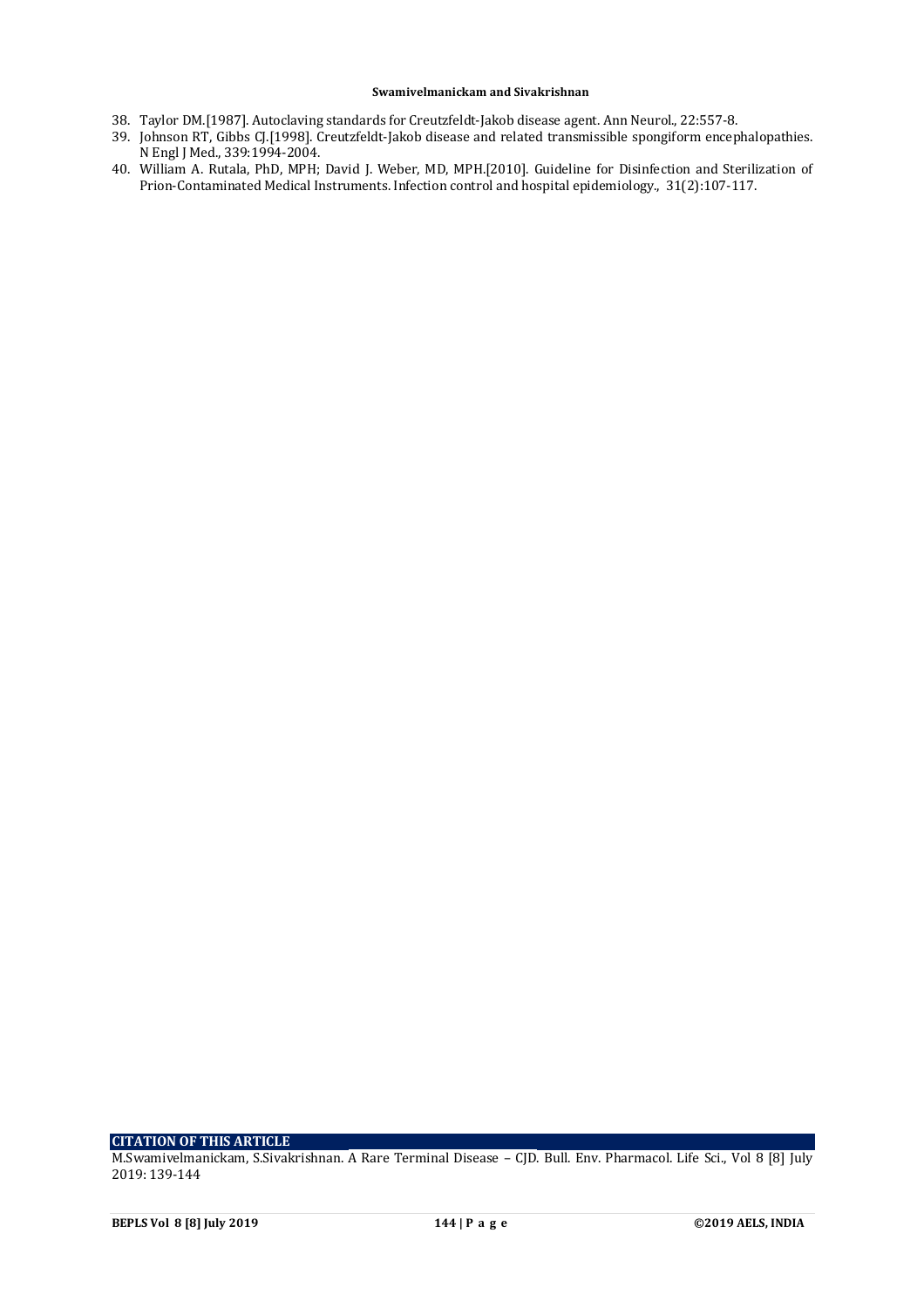38. Taylor DM.[1987]. Autoclaving standards for Creutzfeldt-Jakob disease agent. Ann Neurol., 22:557-8.
39. Johnson RT, Gibbs CJ.[1998]. Creutzfeldt-Jakob disease and related transmissible spongiform encephalopathies. N Engl J Med., 339:1994-2004.
40. William A. Rutala, PhD, MPH; David J. Weber, MD, MPH.[2010]. Guideline for Disinfection and Sterilization of Prion-Contaminated Medical Instruments. Infection control and hospital epidemiology., 31(2):107-117.

**CITATION OF THIS ARTICLE**

M.Swamivelmanickam, S.Sivakrishnan. A Rare Terminal Disease – CJD. Bull. Env. Pharmacol. Life Sci., Vol 8 [8] July 2019: 139-144